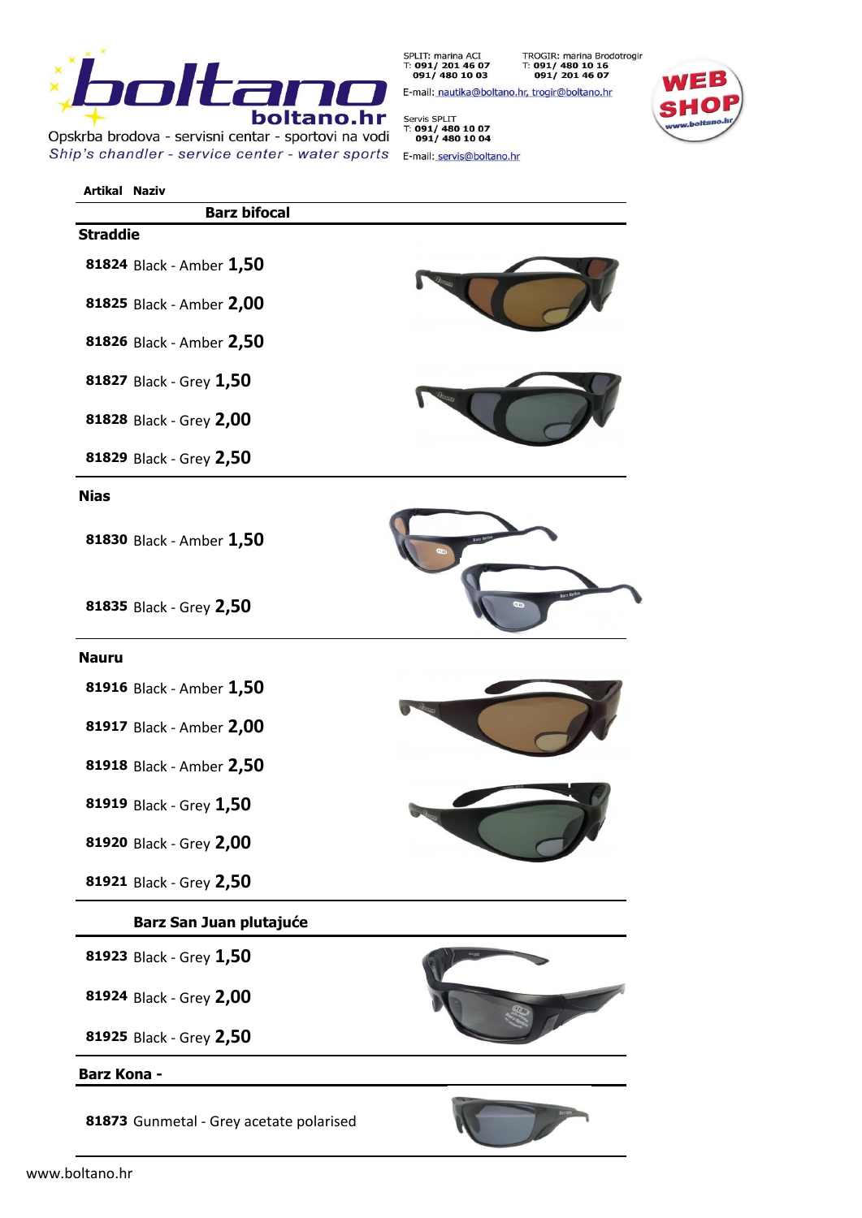**boltano**

boltano.hr

Opskrba brodova - servisni centar - sportovi na vodi

*Ship's chandler - service center - water sports*

SPLIT: marina ACI
T: 091/ 201 46 07
091/ 480 10 03

TROGIR: marina Brodotrogir
T: 091/ 480 10 16
091/ 201 46 07

E-mail: nautika@boltano.hr, trogir@boltano.hr

Servis SPLIT
T: 091/ 480 10 07
091/ 480 10 04

E-mail: servis@boltano.hr

WEB SHOP
www.boltano.hr

| Artikal | Naziv |
|---|---|
| | **Barz bifocal** |
| **Straddie** | |
| **81824** | Black - Amber **1,50** |
| **81825** | Black - Amber **2,00** |
| **81826** | Black - Amber **2,50** |
| **81827** | Black - Grey **1,50** |
| **81828** | Black - Grey **2,00** |
| **81829** | Black - Grey **2,50** |
| **Nias** | |
| **81830** | Black - Amber **1,50** |
| **81835** | Black - Grey **2,50** |
| **Nauru** | |
| **81916** | Black - Amber **1,50** |
| **81917** | Black - Amber **2,00** |
| **81918** | Black - Amber **2,50** |
| **81919** | Black - Grey **1,50** |
| **81920** | Black - Grey **2,00** |
| **81921** | Black - Grey **2,50** |
| | **Barz San Juan plutajuće** |
| **81923** | Black - Grey **1,50** |
| **81924** | Black - Grey **2,00** |
| **81925** | Black - Grey **2,50** |
| **Barz Kona -** | |
| **81873** | Gunmetal - Grey acetate polarised |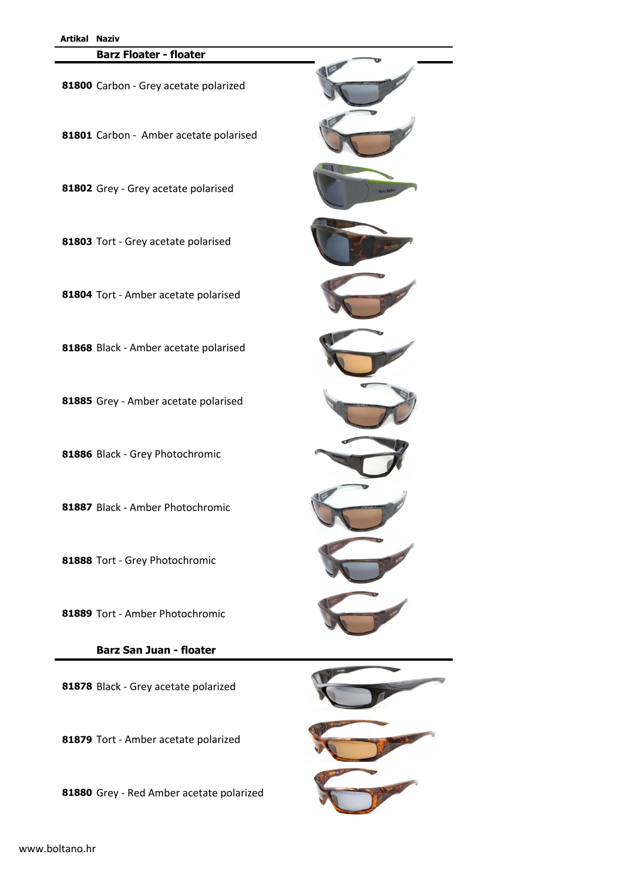| Artikal | Naziv |
|---|---|
| | **Barz Floater - floater** |
| **81800** | Carbon - Grey acetate polarized |
| **81801** | Carbon -  Amber acetate polarised |
| **81802** | Grey - Grey acetate polarised |
| **81803** | Tort - Grey acetate polarised |
| **81804** | Tort - Amber acetate polarised |
| **81868** | Black - Amber acetate polarised |
| **81885** | Grey - Amber acetate polarised |
| **81886** | Black - Grey Photochromic |
| **81887** | Black - Amber Photochromic |
| **81888** | Tort - Grey Photochromic |
| **81889** | Tort - Amber Photochromic |
| | **Barz San Juan - floater** |
| **81878** | Black - Grey acetate polarized |
| **81879** | Tort - Amber acetate polarized |
| **81880** | Grey - Red Amber acetate polarized |

www.boltano.hr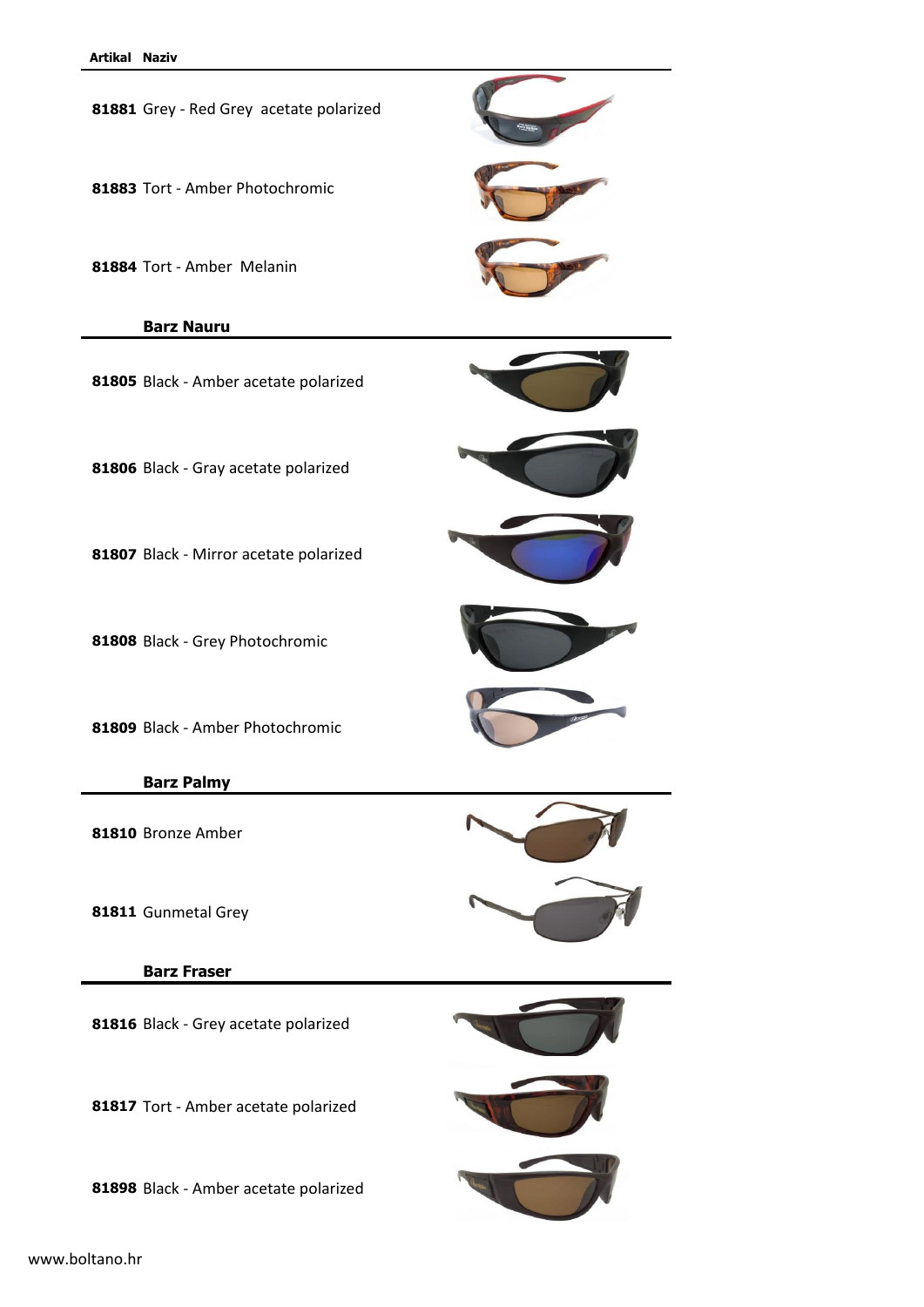| Artikal | Naziv |
|---|---|
| **81881** | Grey - Red Grey acetate polarized |
| **81883** | Tort - Amber Photochromic |
| **81884** | Tort - Amber Melanin |

**Barz Nauru**

| Artikal | Naziv |
|---|---|
| **81805** | Black - Amber acetate polarized |
| **81806** | Black - Gray acetate polarized |
| **81807** | Black - Mirror acetate polarized |
| **81808** | Black - Grey Photochromic |
| **81809** | Black - Amber Photochromic |

**Barz Palmy**

| Artikal | Naziv |
|---|---|
| **81810** | Bronze Amber |
| **81811** | Gunmetal Grey |

**Barz Fraser**

| Artikal | Naziv |
|---|---|
| **81816** | Black - Grey acetate polarized |
| **81817** | Tort - Amber acetate polarized |
| **81898** | Black - Amber acetate polarized |

www.boltano.hr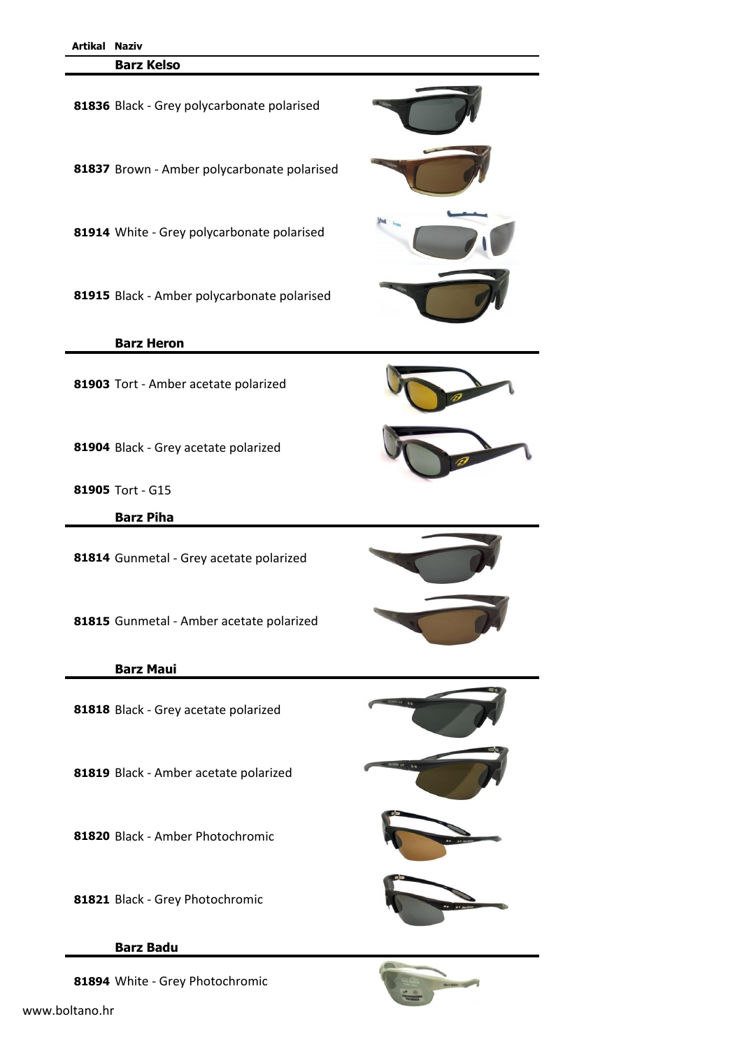| Artikal | Naziv |
| --- | --- |
| | **Barz Kelso** |
| **81836** | Black - Grey polycarbonate polarised |
| **81837** | Brown - Amber polycarbonate polarised |
| **81914** | White - Grey polycarbonate polarised |
| **81915** | Black - Amber polycarbonate polarised |
| | **Barz Heron** |
| **81903** | Tort - Amber acetate polarized |
| **81904** | Black - Grey acetate polarized |
| **81905** | Tort - G15 |
| | **Barz Piha** |
| **81814** | Gunmetal - Grey acetate polarized |
| **81815** | Gunmetal - Amber acetate polarized |
| | **Barz Maui** |
| **81818** | Black - Grey acetate polarized |
| **81819** | Black - Amber acetate polarized |
| **81820** | Black - Amber Photochromic |
| **81821** | Black - Grey Photochromic |
| | **Barz Badu** |
| **81894** | White - Grey Photochromic |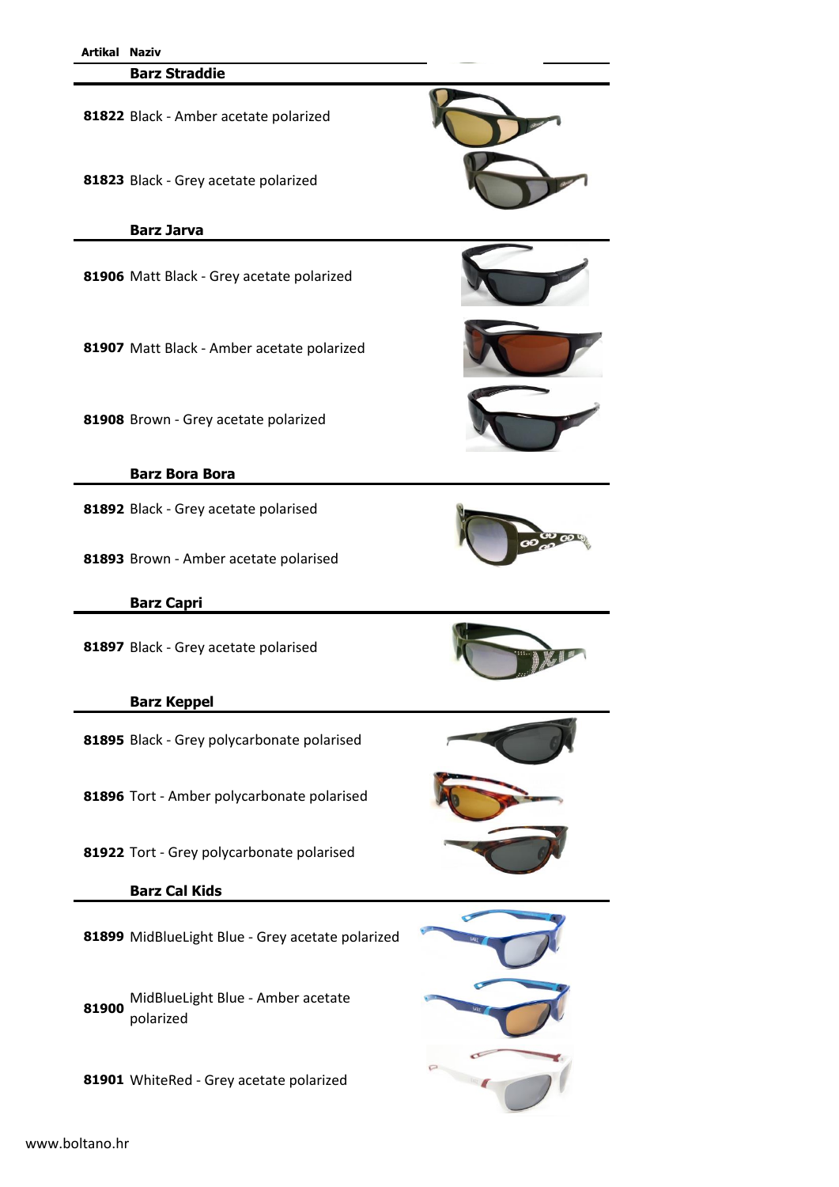| Artikal | Naziv |
|---|---|
| | **Barz Straddie** |
| **81822** | Black - Amber acetate polarized |
| **81823** | Black - Grey acetate polarized |
| | **Barz Jarva** |
| **81906** | Matt Black - Grey acetate polarized |
| **81907** | Matt Black - Amber acetate polarized |
| **81908** | Brown - Grey acetate polarized |
| | **Barz Bora Bora** |
| **81892** | Black - Grey acetate polarised |
| **81893** | Brown - Amber acetate polarised |
| | **Barz Capri** |
| **81897** | Black - Grey acetate polarised |
| | **Barz Keppel** |
| **81895** | Black - Grey polycarbonate polarised |
| **81896** | Tort - Amber polycarbonate polarised |
| **81922** | Tort - Grey polycarbonate polarised |
| | **Barz Cal Kids** |
| **81899** | MidBlueLight Blue - Grey acetate polarized |
| **81900** | MidBlueLight Blue - Amber acetate polarized |
| **81901** | WhiteRed - Grey acetate polarized |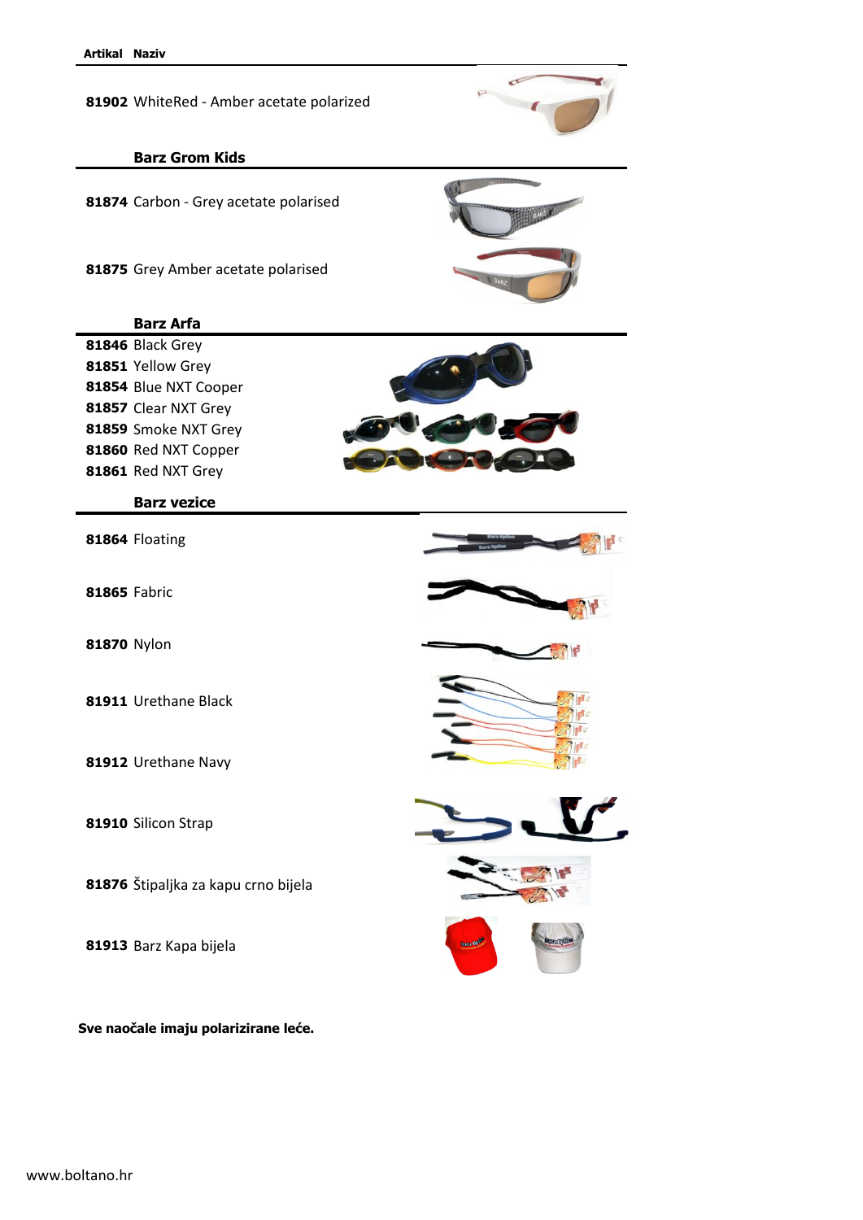| Artikal | Naziv |
|---|---|
| **81902** | WhiteRed - Amber acetate polarized |
| | **Barz Grom Kids** |
| **81874** | Carbon - Grey acetate polarised |
| **81875** | Grey Amber acetate polarised |
| | **Barz Arfa** |
| **81846** | Black Grey |
| **81851** | Yellow Grey |
| **81854** | Blue NXT Cooper |
| **81857** | Clear NXT Grey |
| **81859** | Smoke NXT Grey |
| **81860** | Red NXT Copper |
| **81861** | Red NXT Grey |
| | **Barz vezice** |
| **81864** | Floating |
| **81865** | Fabric |
| **81870** | Nylon |
| **81911** | Urethane Black |
| **81912** | Urethane Navy |
| **81910** | Silicon Strap |
| **81876** | Štipaljka za kapu crno bijela |
| **81913** | Barz Kapa bijela |

**Sve naočale imaju polarizirane leće.**

www.boltano.hr